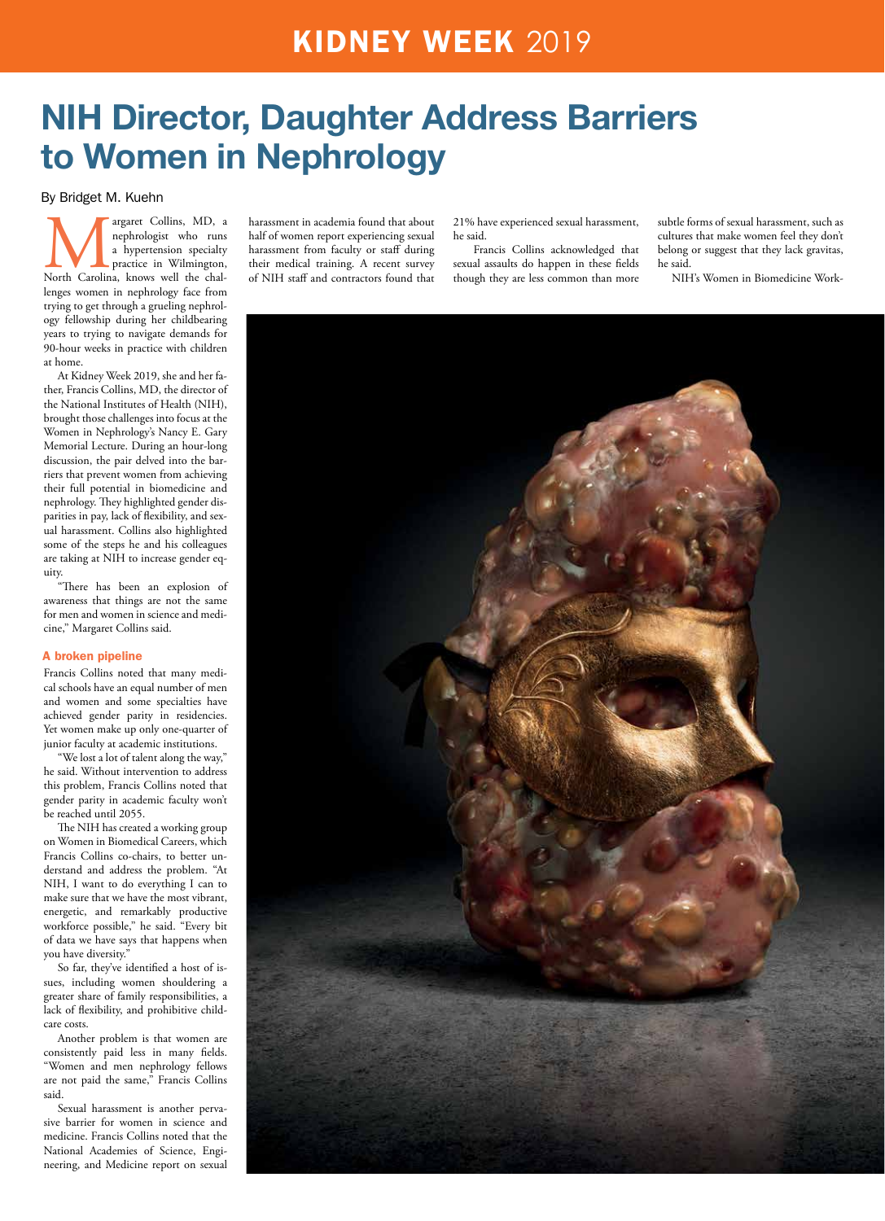# NIH Director, Daughter Address Barriers to Women in Nephrology

By Bridget M. Kuehn

Margaret Collins, MD, a nephrologist who runs a hypertension specialty practice in Wilmington, North Carolina, knows well the challenges women in nephrology face from trying to get through a grueling nephrology fellowship during her childbearing years to trying to navigate demands for 90-hour weeks in practice with children at home.

At Kidney Week 2019, she and her father, Francis Collins, MD, the director of the National Institutes of Health (NIH), brought those challenges into focus at the Women in Nephrology's Nancy E. Gary Memorial Lecture. During an hour-long discussion, the pair delved into the barriers that prevent women from achieving their full potential in biomedicine and nephrology. They highlighted gender disparities in pay, lack of flexibility, and sexual harassment. Collins also highlighted some of the steps he and his colleagues are taking at NIH to increase gender equity.

"There has been an explosion of awareness that things are not the same for men and women in science and medicine," Margaret Collins said.

### A broken pipeline

Francis Collins noted that many medical schools have an equal number of men and women and some specialties have achieved gender parity in residencies. Yet women make up only one-quarter of junior faculty at academic institutions.

"We lost a lot of talent along the way," he said. Without intervention to address this problem, Francis Collins noted that gender parity in academic faculty won't be reached until 2055.

The NIH has created a working group on Women in Biomedical Careers, which Francis Collins co-chairs, to better understand and address the problem. "At NIH, I want to do everything I can to make sure that we have the most vibrant, energetic, and remarkably productive workforce possible," he said. "Every bit of data we have says that happens when you have diversity."

So far, they've identified a host of issues, including women shouldering a greater share of family responsibilities, a lack of flexibility, and prohibitive childcare costs.

Another problem is that women are consistently paid less in many fields. "Women and men nephrology fellows are not paid the same," Francis Collins said.

Sexual harassment is another pervasive barrier for women in science and medicine. Francis Collins noted that the National Academies of Science, Engineering, and Medicine report on sexual harassment in academia found that about half of women report experiencing sexual harassment from faculty or staff during their medical training. A recent survey of NIH staff and contractors found that 21% have experienced sexual harassment, he said.

Francis Collins acknowledged that sexual assaults do happen in these fields though they are less common than more subtle forms of sexual harassment, such as cultures that make women feel they don't belong or suggest that they lack gravitas, he said.

NIH's Women in Biomedicine Work-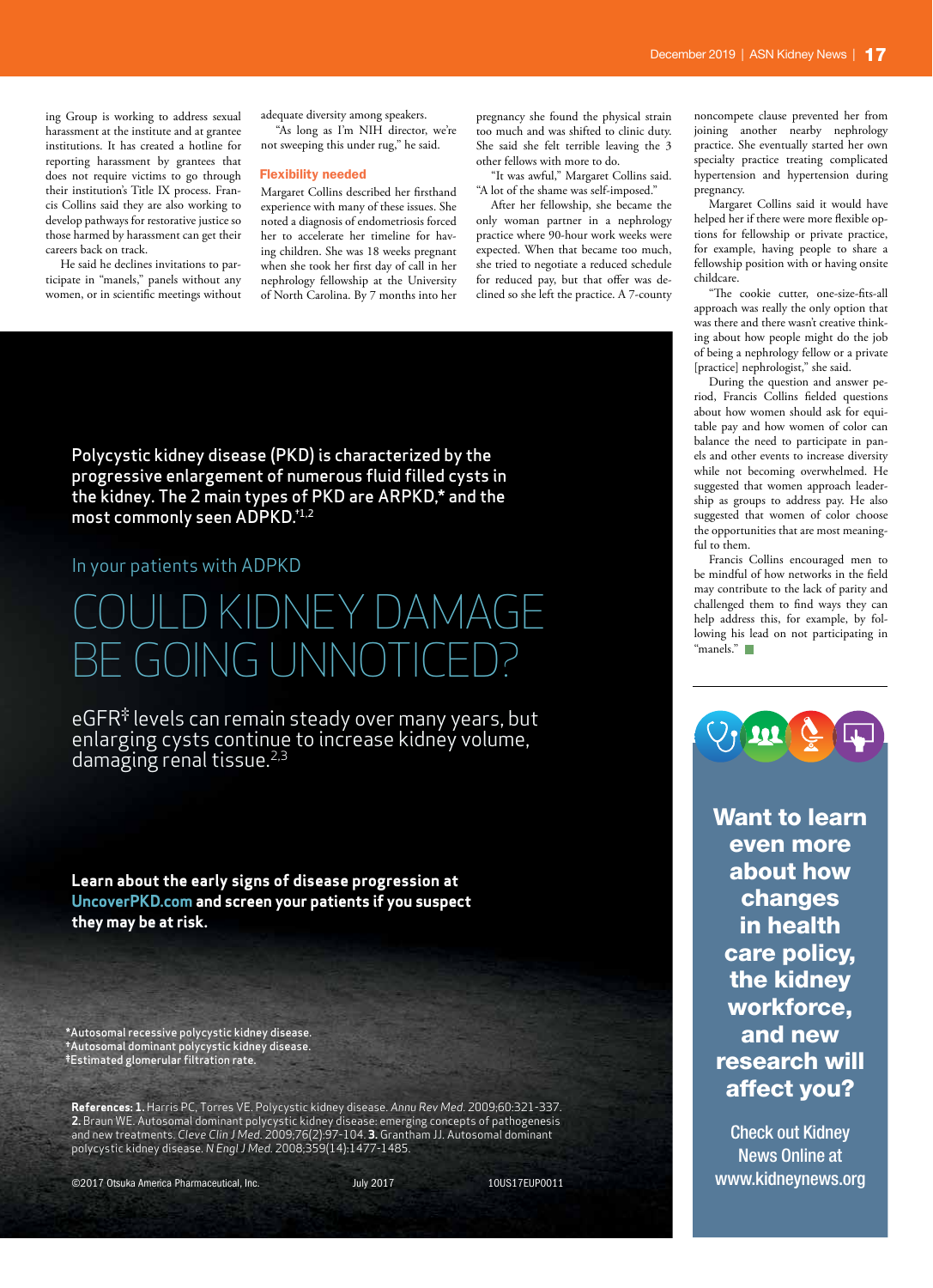ing Group is working to address sexual harassment at the institute and at grantee institutions. It has created a hotline for reporting harassment by grantees that does not require victims to go through their institution's Title IX process. Francis Collins said they are also working to develop pathways for restorative justice so those harmed by harassment can get their careers back on track.

He said he declines invitations to participate in "manels," panels without any women, or in scientific meetings without adequate diversity among speakers.

"As long as I'm NIH director, we're not sweeping this under rug," he said.

### Flexibility needed

Margaret Collins described her firsthand experience with many of these issues. She noted a diagnosis of endometriosis forced her to accelerate her timeline for having children. She was 18 weeks pregnant when she took her first day of call in her nephrology fellowship at the University of North Carolina. By 7 months into her pregnancy she found the physical strain too much and was shifted to clinic duty. She said she felt terrible leaving the 3 other fellows with more to do.

"It was awful," Margaret Collins said. "A lot of the shame was self-imposed."

After her fellowship, she became the only woman partner in a nephrology practice where 90-hour work weeks were expected. When that became too much, she tried to negotiate a reduced schedule for reduced pay, but that offer was declined so she left the practice. A 7-county noncompete clause prevented her from joining another nearby nephrology practice. She eventually started her own specialty practice treating complicated hypertension and hypertension during pregnancy.

Margaret Collins said it would have helped her if there were more flexible options for fellowship or private practice, for example, having people to share a fellowship position with or having onsite childcare.

"The cookie cutter, one-size-fits-all approach was really the only option that was there and there wasn't creative thinking about how people might do the job of being a nephrology fellow or a private [practice] nephrologist," she said.

During the question and answer period, Francis Collins fielded questions about how women should ask for equitable pay and how women of color can balance the need to participate in panels and other events to increase diversity while not becoming overwhelmed. He suggested that women approach leadership as groups to address pay. He also suggested that women of color choose the opportunities that are most meaningful to them.

Francis Collins encouraged men to be mindful of how networks in the field may contribute to the lack of parity and challenged them to find ways they can help address this, for example, by following his lead on not participating in "manels." ■

---

Polycystic kidney disease (PKD) is characterized by the progressive enlargement of numerous fluid filled cysts in the kidney. The 2 main types of PKD are ARPKD,* and the most commonly seen ADPKD.†[1,2]

In your patients with ADPKD

## COULD KIDNEY DAMAGE BE GOING UNNOTICED?

eGFR‡ levels can remain steady over many years, but enlarging cysts continue to increase kidney volume, damaging renal tissue.[2,3]

**Learn about the early signs of disease progression at UncoverPKD.com and screen your patients if you suspect they may be at risk.**

*Autosomal recessive polycystic kidney disease.
†Autosomal dominant polycystic kidney disease.
‡Estimated glomerular filtration rate.

**References: 1.** Harris PC, Torres VE. Polycystic kidney disease. *Annu Rev Med.* 2009;60:321-337. **2.** Braun WE. Autosomal dominant polycystic kidney disease: emerging concepts of pathogenesis and new treatments. *Cleve Clin J Med.* 2009;76(2):97-104. **3.** Grantham JJ. Autosomal dominant polycystic kidney disease. *N Engl J Med.* 2008;359(14):1477-1485.

©2017 Otsuka America Pharmaceutical, Inc. July 2017 10US17EUP0011

---

**Want to learn even more about how changes in health care policy, the kidney workforce, and new research will affect you?**

Check out Kidney News Online at www.kidneynews.org